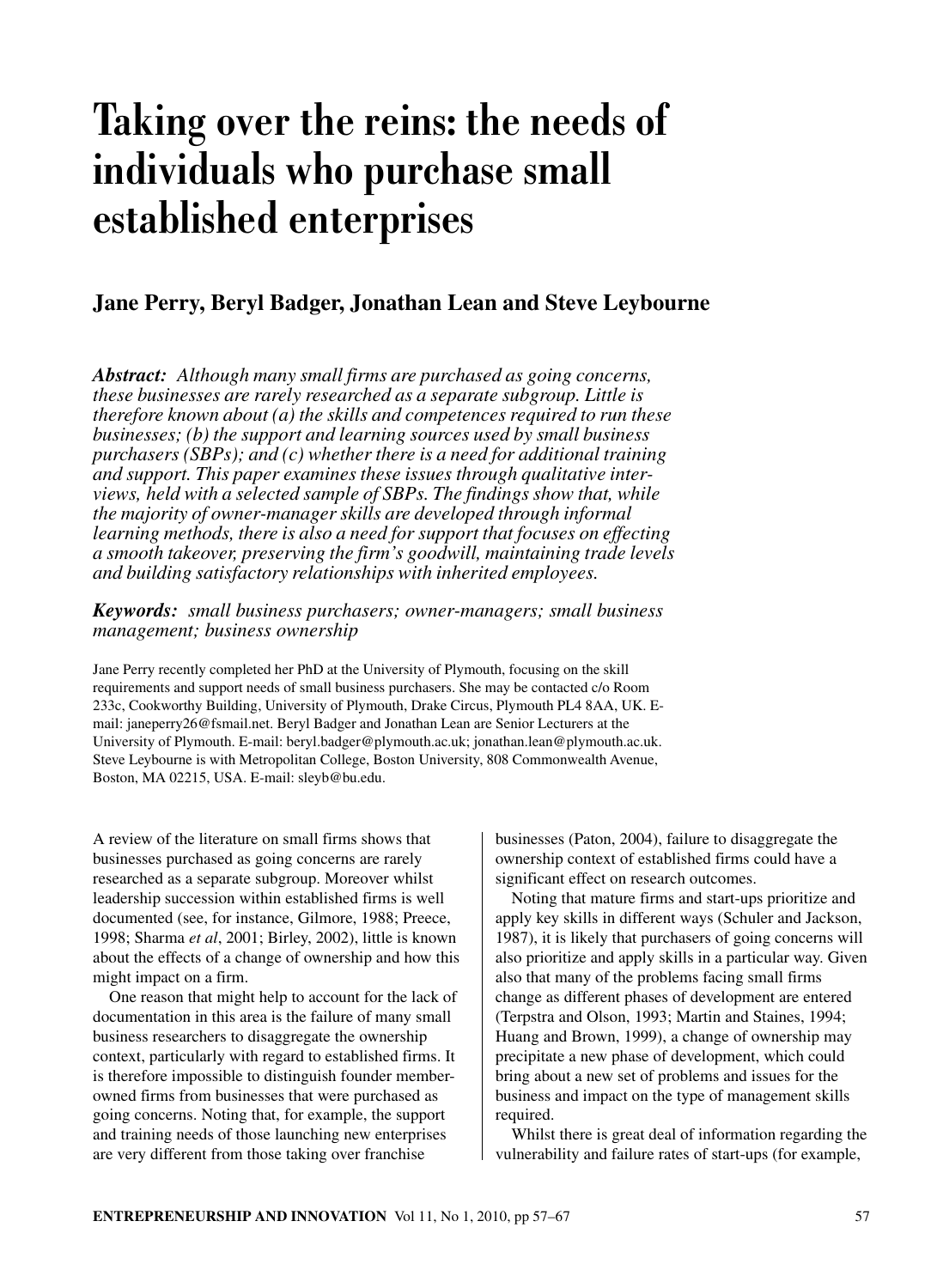# Taking over the reins: the needs of individuals who purchase small established enterprises

## Jane Perry, Beryl Badger, Jonathan Lean and Steve Leybourne

***Abstract:*** *Although many small firms are purchased as going concerns, these businesses are rarely researched as a separate subgroup. Little is therefore known about (a) the skills and competences required to run these businesses; (b) the support and learning sources used by small business purchasers (SBPs); and (c) whether there is a need for additional training and support. This paper examines these issues through qualitative interviews, held with a selected sample of SBPs. The findings show that, while the majority of owner-manager skills are developed through informal learning methods, there is also a need for support that focuses on effecting a smooth takeover, preserving the firm's goodwill, maintaining trade levels and building satisfactory relationships with inherited employees.*

***Keywords:*** *small business purchasers; owner-managers; small business management; business ownership*

Jane Perry recently completed her PhD at the University of Plymouth, focusing on the skill requirements and support needs of small business purchasers. She may be contacted c/o Room 233c, Cookworthy Building, University of Plymouth, Drake Circus, Plymouth PL4 8AA, UK. E-mail: janeperry26@fsmail.net. Beryl Badger and Jonathan Lean are Senior Lecturers at the University of Plymouth. E-mail: beryl.badger@plymouth.ac.uk; jonathan.lean@plymouth.ac.uk. Steve Leybourne is with Metropolitan College, Boston University, 808 Commonwealth Avenue, Boston, MA 02215, USA. E-mail: sleyb@bu.edu.

A review of the literature on small firms shows that businesses purchased as going concerns are rarely researched as a separate subgroup. Moreover whilst leadership succession within established firms is well documented (see, for instance, Gilmore, 1988; Preece, 1998; Sharma *et al*, 2001; Birley, 2002), little is known about the effects of a change of ownership and how this might impact on a firm.

One reason that might help to account for the lack of documentation in this area is the failure of many small business researchers to disaggregate the ownership context, particularly with regard to established firms. It is therefore impossible to distinguish founder member-owned firms from businesses that were purchased as going concerns. Noting that, for example, the support and training needs of those launching new enterprises are very different from those taking over franchise businesses (Paton, 2004), failure to disaggregate the ownership context of established firms could have a significant effect on research outcomes.

Noting that mature firms and start-ups prioritize and apply key skills in different ways (Schuler and Jackson, 1987), it is likely that purchasers of going concerns will also prioritize and apply skills in a particular way. Given also that many of the problems facing small firms change as different phases of development are entered (Terpstra and Olson, 1993; Martin and Staines, 1994; Huang and Brown, 1999), a change of ownership may precipitate a new phase of development, which could bring about a new set of problems and issues for the business and impact on the type of management skills required.

Whilst there is great deal of information regarding the vulnerability and failure rates of start-ups (for example,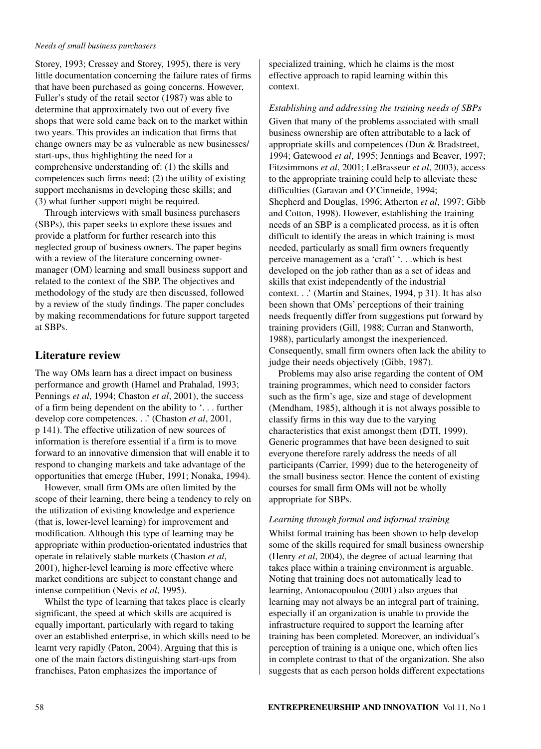Storey, 1993; Cressey and Storey, 1995), there is very little documentation concerning the failure rates of firms that have been purchased as going concerns. However, Fuller's study of the retail sector (1987) was able to determine that approximately two out of every five shops that were sold came back on to the market within two years. This provides an indication that firms that change owners may be as vulnerable as new businesses/ start-ups, thus highlighting the need for a comprehensive understanding of: (1) the skills and competences such firms need; (2) the utility of existing support mechanisms in developing these skills; and (3) what further support might be required.

Through interviews with small business purchasers (SBPs), this paper seeks to explore these issues and provide a platform for further research into this neglected group of business owners. The paper begins with a review of the literature concerning owner-manager (OM) learning and small business support and related to the context of the SBP. The objectives and methodology of the study are then discussed, followed by a review of the study findings. The paper concludes by making recommendations for future support targeted at SBPs.

## Literature review

The way OMs learn has a direct impact on business performance and growth (Hamel and Prahalad, 1993; Pennings *et al*, 1994; Chaston *et al*, 2001), the success of a firm being dependent on the ability to '. . . further develop core competences. . .' (Chaston *et al*, 2001, p 141). The effective utilization of new sources of information is therefore essential if a firm is to move forward to an innovative dimension that will enable it to respond to changing markets and take advantage of the opportunities that emerge (Huber, 1991; Nonaka, 1994).

However, small firm OMs are often limited by the scope of their learning, there being a tendency to rely on the utilization of existing knowledge and experience (that is, lower-level learning) for improvement and modification. Although this type of learning may be appropriate within production-orientated industries that operate in relatively stable markets (Chaston *et al*, 2001), higher-level learning is more effective where market conditions are subject to constant change and intense competition (Nevis *et al*, 1995).

Whilst the type of learning that takes place is clearly significant, the speed at which skills are acquired is equally important, particularly with regard to taking over an established enterprise, in which skills need to be learnt very rapidly (Paton, 2004). Arguing that this is one of the main factors distinguishing start-ups from franchises, Paton emphasizes the importance of specialized training, which he claims is the most effective approach to rapid learning within this context.

*Establishing and addressing the training needs of SBPs*

Given that many of the problems associated with small business ownership are often attributable to a lack of appropriate skills and competences (Dun & Bradstreet, 1994; Gatewood *et al*, 1995; Jennings and Beaver, 1997; Fitzsimmons *et al*, 2001; LeBrasseur *et al*, 2003), access to the appropriate training could help to alleviate these difficulties (Garavan and O'Cinneide, 1994; Shepherd and Douglas, 1996; Atherton *et al*, 1997; Gibb and Cotton, 1998). However, establishing the training needs of an SBP is a complicated process, as it is often difficult to identify the areas in which training is most needed, particularly as small firm owners frequently perceive management as a 'craft' '. . .which is best developed on the job rather than as a set of ideas and skills that exist independently of the industrial context. . .' (Martin and Staines, 1994, p 31). It has also been shown that OMs' perceptions of their training needs frequently differ from suggestions put forward by training providers (Gill, 1988; Curran and Stanworth, 1988), particularly amongst the inexperienced. Consequently, small firm owners often lack the ability to judge their needs objectively (Gibb, 1987).

Problems may also arise regarding the content of OM training programmes, which need to consider factors such as the firm's age, size and stage of development (Mendham, 1985), although it is not always possible to classify firms in this way due to the varying characteristics that exist amongst them (DTI, 1999). Generic programmes that have been designed to suit everyone therefore rarely address the needs of all participants (Carrier, 1999) due to the heterogeneity of the small business sector. Hence the content of existing courses for small firm OMs will not be wholly appropriate for SBPs.

*Learning through formal and informal training*

Whilst formal training has been shown to help develop some of the skills required for small business ownership (Henry *et al*, 2004), the degree of actual learning that takes place within a training environment is arguable. Noting that training does not automatically lead to learning, Antonacopoulou (2001) also argues that learning may not always be an integral part of training, especially if an organization is unable to provide the infrastructure required to support the learning after training has been completed. Moreover, an individual's perception of training is a unique one, which often lies in complete contrast to that of the organization. She also suggests that as each person holds different expectations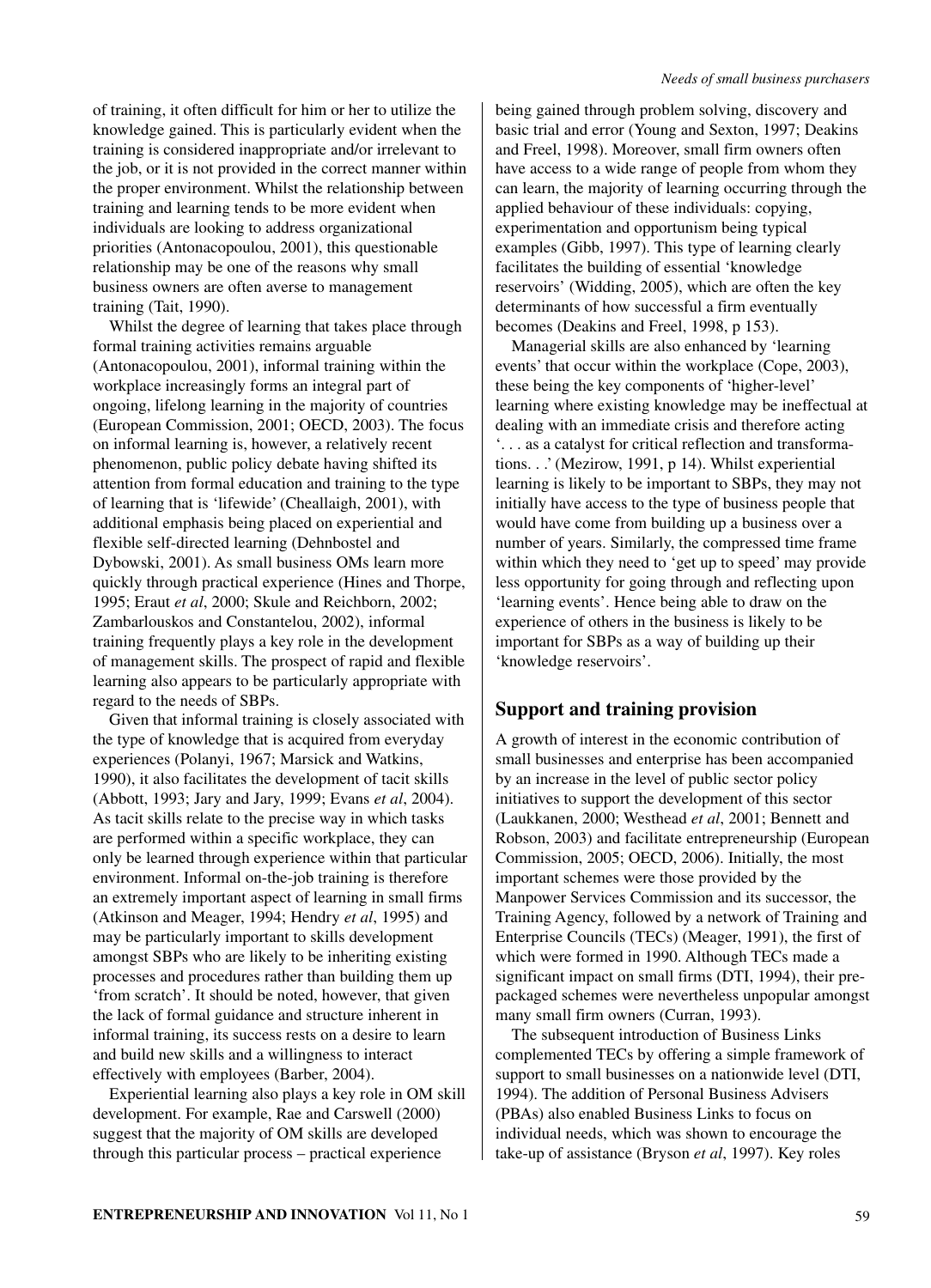of training, it often difficult for him or her to utilize the knowledge gained. This is particularly evident when the training is considered inappropriate and/or irrelevant to the job, or it is not provided in the correct manner within the proper environment. Whilst the relationship between training and learning tends to be more evident when individuals are looking to address organizational priorities (Antonacopoulou, 2001), this questionable relationship may be one of the reasons why small business owners are often averse to management training (Tait, 1990).

Whilst the degree of learning that takes place through formal training activities remains arguable (Antonacopoulou, 2001), informal training within the workplace increasingly forms an integral part of ongoing, lifelong learning in the majority of countries (European Commission, 2001; OECD, 2003). The focus on informal learning is, however, a relatively recent phenomenon, public policy debate having shifted its attention from formal education and training to the type of learning that is 'lifewide' (Cheallaigh, 2001), with additional emphasis being placed on experiential and flexible self-directed learning (Dehnbostel and Dybowski, 2001). As small business OMs learn more quickly through practical experience (Hines and Thorpe, 1995; Eraut *et al*, 2000; Skule and Reichborn, 2002; Zambarlouskos and Constantelou, 2002), informal training frequently plays a key role in the development of management skills. The prospect of rapid and flexible learning also appears to be particularly appropriate with regard to the needs of SBPs.

Given that informal training is closely associated with the type of knowledge that is acquired from everyday experiences (Polanyi, 1967; Marsick and Watkins, 1990), it also facilitates the development of tacit skills (Abbott, 1993; Jary and Jary, 1999; Evans *et al*, 2004). As tacit skills relate to the precise way in which tasks are performed within a specific workplace, they can only be learned through experience within that particular environment. Informal on-the-job training is therefore an extremely important aspect of learning in small firms (Atkinson and Meager, 1994; Hendry *et al*, 1995) and may be particularly important to skills development amongst SBPs who are likely to be inheriting existing processes and procedures rather than building them up 'from scratch'. It should be noted, however, that given the lack of formal guidance and structure inherent in informal training, its success rests on a desire to learn and build new skills and a willingness to interact effectively with employees (Barber, 2004).

Experiential learning also plays a key role in OM skill development. For example, Rae and Carswell (2000) suggest that the majority of OM skills are developed through this particular process – practical experience being gained through problem solving, discovery and basic trial and error (Young and Sexton, 1997; Deakins and Freel, 1998). Moreover, small firm owners often have access to a wide range of people from whom they can learn, the majority of learning occurring through the applied behaviour of these individuals: copying, experimentation and opportunism being typical examples (Gibb, 1997). This type of learning clearly facilitates the building of essential 'knowledge reservoirs' (Widding, 2005), which are often the key determinants of how successful a firm eventually becomes (Deakins and Freel, 1998, p 153).

Managerial skills are also enhanced by 'learning events' that occur within the workplace (Cope, 2003), these being the key components of 'higher-level' learning where existing knowledge may be ineffectual at dealing with an immediate crisis and therefore acting '. . . as a catalyst for critical reflection and transformations. . .' (Mezirow, 1991, p 14). Whilst experiential learning is likely to be important to SBPs, they may not initially have access to the type of business people that would have come from building up a business over a number of years. Similarly, the compressed time frame within which they need to 'get up to speed' may provide less opportunity for going through and reflecting upon 'learning events'. Hence being able to draw on the experience of others in the business is likely to be important for SBPs as a way of building up their 'knowledge reservoirs'.

## Support and training provision

A growth of interest in the economic contribution of small businesses and enterprise has been accompanied by an increase in the level of public sector policy initiatives to support the development of this sector (Laukkanen, 2000; Westhead *et al*, 2001; Bennett and Robson, 2003) and facilitate entrepreneurship (European Commission, 2005; OECD, 2006). Initially, the most important schemes were those provided by the Manpower Services Commission and its successor, the Training Agency, followed by a network of Training and Enterprise Councils (TECs) (Meager, 1991), the first of which were formed in 1990. Although TECs made a significant impact on small firms (DTI, 1994), their pre-packaged schemes were nevertheless unpopular amongst many small firm owners (Curran, 1993).

The subsequent introduction of Business Links complemented TECs by offering a simple framework of support to small businesses on a nationwide level (DTI, 1994). The addition of Personal Business Advisers (PBAs) also enabled Business Links to focus on individual needs, which was shown to encourage the take-up of assistance (Bryson *et al*, 1997). Key roles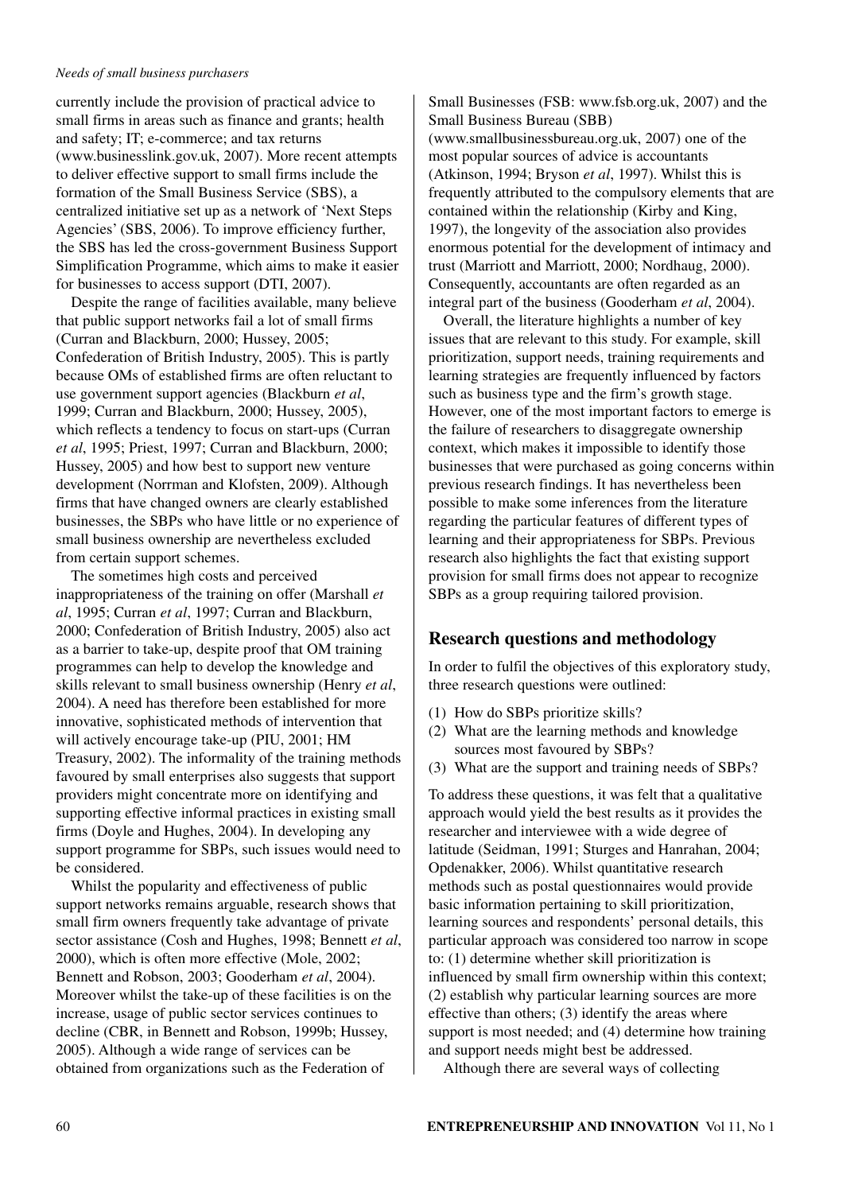currently include the provision of practical advice to small firms in areas such as finance and grants; health and safety; IT; e-commerce; and tax returns (www.businesslink.gov.uk, 2007). More recent attempts to deliver effective support to small firms include the formation of the Small Business Service (SBS), a centralized initiative set up as a network of 'Next Steps Agencies' (SBS, 2006). To improve efficiency further, the SBS has led the cross-government Business Support Simplification Programme, which aims to make it easier for businesses to access support (DTI, 2007).

Despite the range of facilities available, many believe that public support networks fail a lot of small firms (Curran and Blackburn, 2000; Hussey, 2005; Confederation of British Industry, 2005). This is partly because OMs of established firms are often reluctant to use government support agencies (Blackburn *et al*, 1999; Curran and Blackburn, 2000; Hussey, 2005), which reflects a tendency to focus on start-ups (Curran *et al*, 1995; Priest, 1997; Curran and Blackburn, 2000; Hussey, 2005) and how best to support new venture development (Norrman and Klofsten, 2009). Although firms that have changed owners are clearly established businesses, the SBPs who have little or no experience of small business ownership are nevertheless excluded from certain support schemes.

The sometimes high costs and perceived inappropriateness of the training on offer (Marshall *et al*, 1995; Curran *et al*, 1997; Curran and Blackburn, 2000; Confederation of British Industry, 2005) also act as a barrier to take-up, despite proof that OM training programmes can help to develop the knowledge and skills relevant to small business ownership (Henry *et al*, 2004). A need has therefore been established for more innovative, sophisticated methods of intervention that will actively encourage take-up (PIU, 2001; HM Treasury, 2002). The informality of the training methods favoured by small enterprises also suggests that support providers might concentrate more on identifying and supporting effective informal practices in existing small firms (Doyle and Hughes, 2004). In developing any support programme for SBPs, such issues would need to be considered.

Whilst the popularity and effectiveness of public support networks remains arguable, research shows that small firm owners frequently take advantage of private sector assistance (Cosh and Hughes, 1998; Bennett *et al*, 2000), which is often more effective (Mole, 2002; Bennett and Robson, 2003; Gooderham *et al*, 2004). Moreover whilst the take-up of these facilities is on the increase, usage of public sector services continues to decline (CBR, in Bennett and Robson, 1999b; Hussey, 2005). Although a wide range of services can be obtained from organizations such as the Federation of Small Businesses (FSB: www.fsb.org.uk, 2007) and the Small Business Bureau (SBB) (www.smallbusinessbureau.org.uk, 2007) one of the most popular sources of advice is accountants (Atkinson, 1994; Bryson *et al*, 1997). Whilst this is frequently attributed to the compulsory elements that are contained within the relationship (Kirby and King, 1997), the longevity of the association also provides enormous potential for the development of intimacy and trust (Marriott and Marriott, 2000; Nordhaug, 2000). Consequently, accountants are often regarded as an integral part of the business (Gooderham *et al*, 2004).

Overall, the literature highlights a number of key issues that are relevant to this study. For example, skill prioritization, support needs, training requirements and learning strategies are frequently influenced by factors such as business type and the firm's growth stage. However, one of the most important factors to emerge is the failure of researchers to disaggregate ownership context, which makes it impossible to identify those businesses that were purchased as going concerns within previous research findings. It has nevertheless been possible to make some inferences from the literature regarding the particular features of different types of learning and their appropriateness for SBPs. Previous research also highlights the fact that existing support provision for small firms does not appear to recognize SBPs as a group requiring tailored provision.

## Research questions and methodology

In order to fulfil the objectives of this exploratory study, three research questions were outlined:

(1) How do SBPs prioritize skills?
(2) What are the learning methods and knowledge sources most favoured by SBPs?
(3) What are the support and training needs of SBPs?

To address these questions, it was felt that a qualitative approach would yield the best results as it provides the researcher and interviewee with a wide degree of latitude (Seidman, 1991; Sturges and Hanrahan, 2004; Opdenakker, 2006). Whilst quantitative research methods such as postal questionnaires would provide basic information pertaining to skill prioritization, learning sources and respondents' personal details, this particular approach was considered too narrow in scope to: (1) determine whether skill prioritization is influenced by small firm ownership within this context; (2) establish why particular learning sources are more effective than others; (3) identify the areas where support is most needed; and (4) determine how training and support needs might best be addressed.

Although there are several ways of collecting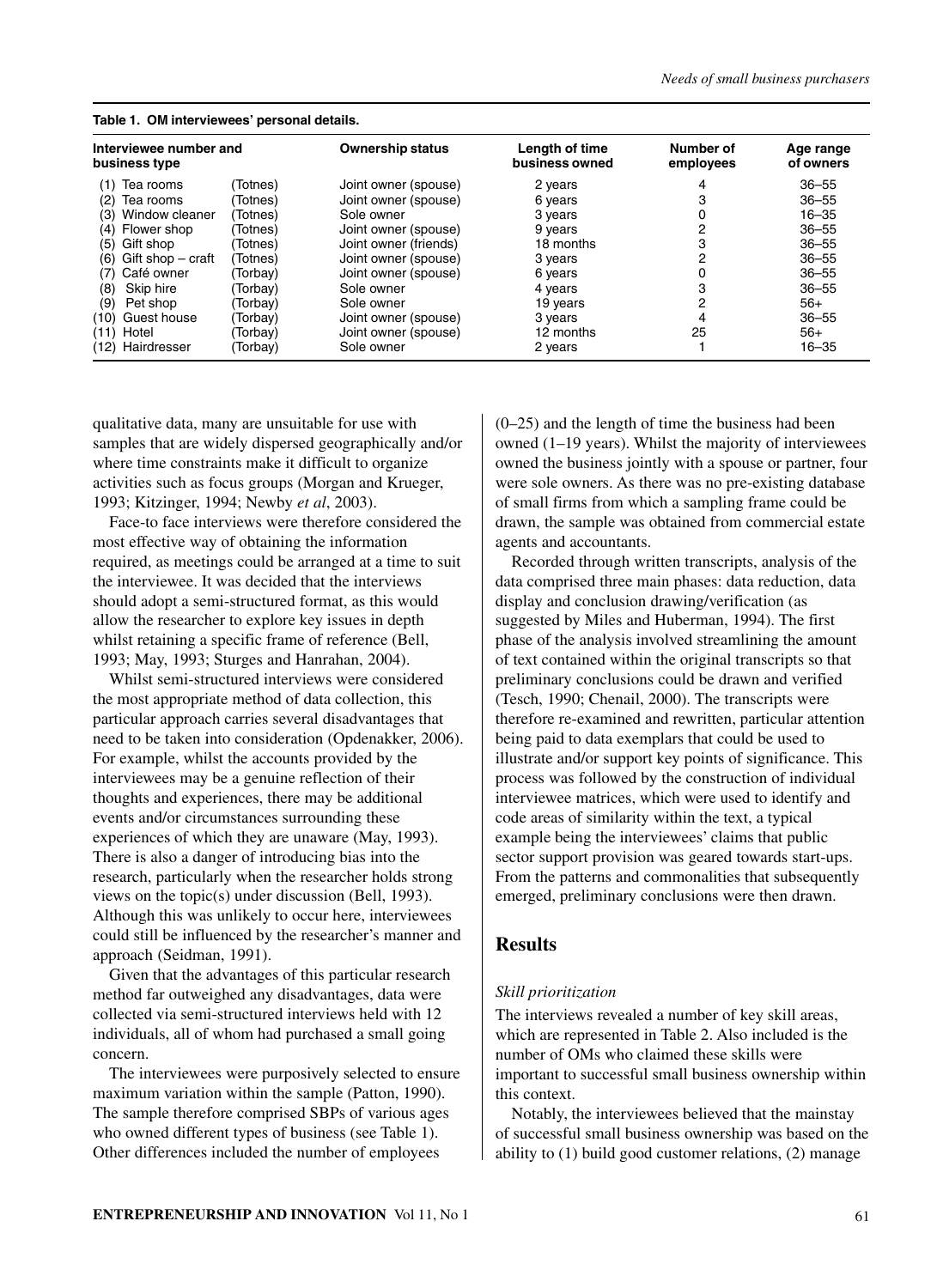**Table 1. OM interviewees' personal details.**

| Interviewee number and business type | | Ownership status | Length of time business owned | Number of employees | Age range of owners |
|---|---|---|---|---|---|
| (1) Tea rooms | (Totnes) | Joint owner (spouse) | 2 years | 4 | 36–55 |
| (2) Tea rooms | (Totnes) | Joint owner (spouse) | 6 years | 3 | 36–55 |
| (3) Window cleaner | (Totnes) | Sole owner | 3 years | 0 | 16–35 |
| (4) Flower shop | (Totnes) | Joint owner (spouse) | 9 years | 2 | 36–55 |
| (5) Gift shop | (Totnes) | Joint owner (friends) | 18 months | 3 | 36–55 |
| (6) Gift shop – craft | (Totnes) | Joint owner (spouse) | 3 years | 2 | 36–55 |
| (7) Café owner | (Torbay) | Joint owner (spouse) | 6 years | 0 | 36–55 |
| (8) Skip hire | (Torbay) | Sole owner | 4 years | 3 | 36–55 |
| (9) Pet shop | (Torbay) | Sole owner | 19 years | 2 | 56+ |
| (10) Guest house | (Torbay) | Joint owner (spouse) | 3 years | 4 | 36–55 |
| (11) Hotel | (Torbay) | Joint owner (spouse) | 12 months | 25 | 56+ |
| (12) Hairdresser | (Torbay) | Sole owner | 2 years | 1 | 16–35 |

qualitative data, many are unsuitable for use with samples that are widely dispersed geographically and/or where time constraints make it difficult to organize activities such as focus groups (Morgan and Krueger, 1993; Kitzinger, 1994; Newby *et al*, 2003).

Face-to face interviews were therefore considered the most effective way of obtaining the information required, as meetings could be arranged at a time to suit the interviewee. It was decided that the interviews should adopt a semi-structured format, as this would allow the researcher to explore key issues in depth whilst retaining a specific frame of reference (Bell, 1993; May, 1993; Sturges and Hanrahan, 2004).

Whilst semi-structured interviews were considered the most appropriate method of data collection, this particular approach carries several disadvantages that need to be taken into consideration (Opdenakker, 2006). For example, whilst the accounts provided by the interviewees may be a genuine reflection of their thoughts and experiences, there may be additional events and/or circumstances surrounding these experiences of which they are unaware (May, 1993). There is also a danger of introducing bias into the research, particularly when the researcher holds strong views on the topic(s) under discussion (Bell, 1993). Although this was unlikely to occur here, interviewees could still be influenced by the researcher's manner and approach (Seidman, 1991).

Given that the advantages of this particular research method far outweighed any disadvantages, data were collected via semi-structured interviews held with 12 individuals, all of whom had purchased a small going concern.

The interviewees were purposively selected to ensure maximum variation within the sample (Patton, 1990). The sample therefore comprised SBPs of various ages who owned different types of business (see Table 1). Other differences included the number of employees (0–25) and the length of time the business had been owned (1–19 years). Whilst the majority of interviewees owned the business jointly with a spouse or partner, four were sole owners. As there was no pre-existing database of small firms from which a sampling frame could be drawn, the sample was obtained from commercial estate agents and accountants.

Recorded through written transcripts, analysis of the data comprised three main phases: data reduction, data display and conclusion drawing/verification (as suggested by Miles and Huberman, 1994). The first phase of the analysis involved streamlining the amount of text contained within the original transcripts so that preliminary conclusions could be drawn and verified (Tesch, 1990; Chenail, 2000). The transcripts were therefore re-examined and rewritten, particular attention being paid to data exemplars that could be used to illustrate and/or support key points of significance. This process was followed by the construction of individual interviewee matrices, which were used to identify and code areas of similarity within the text, a typical example being the interviewees' claims that public sector support provision was geared towards start-ups. From the patterns and commonalities that subsequently emerged, preliminary conclusions were then drawn.

## Results

### *Skill prioritization*

The interviews revealed a number of key skill areas, which are represented in Table 2. Also included is the number of OMs who claimed these skills were important to successful small business ownership within this context.

Notably, the interviewees believed that the mainstay of successful small business ownership was based on the ability to (1) build good customer relations, (2) manage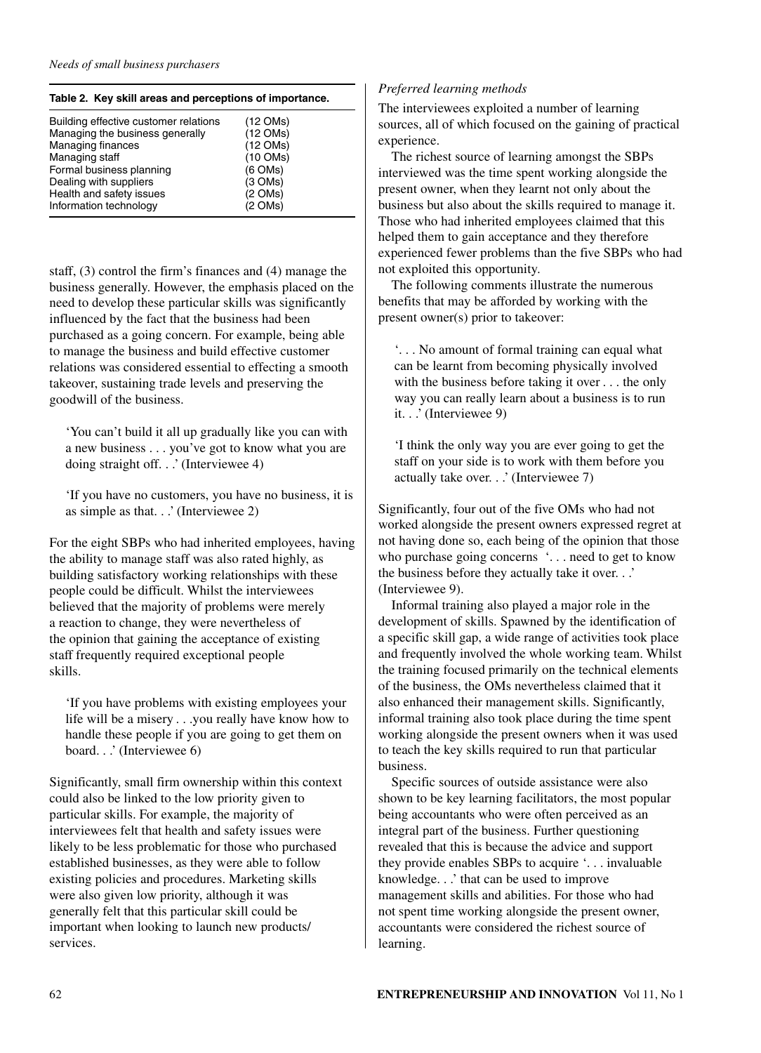**Table 2. Key skill areas and perceptions of importance.**

| | |
|---|---|
| Building effective customer relations | (12 OMs) |
| Managing the business generally | (12 OMs) |
| Managing finances | (12 OMs) |
| Managing staff | (10 OMs) |
| Formal business planning | (6 OMs) |
| Dealing with suppliers | (3 OMs) |
| Health and safety issues | (2 OMs) |
| Information technology | (2 OMs) |

staff, (3) control the firm's finances and (4) manage the business generally. However, the emphasis placed on the need to develop these particular skills was significantly influenced by the fact that the business had been purchased as a going concern. For example, being able to manage the business and build effective customer relations was considered essential to effecting a smooth takeover, sustaining trade levels and preserving the goodwill of the business.

> 'You can't build it all up gradually like you can with a new business . . . you've got to know what you are doing straight off. . .' (Interviewee 4)

> 'If you have no customers, you have no business, it is as simple as that. . .' (Interviewee 2)

For the eight SBPs who had inherited employees, having the ability to manage staff was also rated highly, as building satisfactory working relationships with these people could be difficult. Whilst the interviewees believed that the majority of problems were merely a reaction to change, they were nevertheless of the opinion that gaining the acceptance of existing staff frequently required exceptional people skills.

> 'If you have problems with existing employees your life will be a misery . . .you really have know how to handle these people if you are going to get them on board. . .' (Interviewee 6)

Significantly, small firm ownership within this context could also be linked to the low priority given to particular skills. For example, the majority of interviewees felt that health and safety issues were likely to be less problematic for those who purchased established businesses, as they were able to follow existing policies and procedures. Marketing skills were also given low priority, although it was generally felt that this particular skill could be important when looking to launch new products/ services.

*Preferred learning methods*

The interviewees exploited a number of learning sources, all of which focused on the gaining of practical experience.

The richest source of learning amongst the SBPs interviewed was the time spent working alongside the present owner, when they learnt not only about the business but also about the skills required to manage it. Those who had inherited employees claimed that this helped them to gain acceptance and they therefore experienced fewer problems than the five SBPs who had not exploited this opportunity.

The following comments illustrate the numerous benefits that may be afforded by working with the present owner(s) prior to takeover:

> '. . . No amount of formal training can equal what can be learnt from becoming physically involved with the business before taking it over . . . the only way you can really learn about a business is to run it. . .' (Interviewee 9)

> 'I think the only way you are ever going to get the staff on your side is to work with them before you actually take over. . .' (Interviewee 7)

Significantly, four out of the five OMs who had not worked alongside the present owners expressed regret at not having done so, each being of the opinion that those who purchase going concerns '. . . need to get to know the business before they actually take it over. . .' (Interviewee 9).

Informal training also played a major role in the development of skills. Spawned by the identification of a specific skill gap, a wide range of activities took place and frequently involved the whole working team. Whilst the training focused primarily on the technical elements of the business, the OMs nevertheless claimed that it also enhanced their management skills. Significantly, informal training also took place during the time spent working alongside the present owners when it was used to teach the key skills required to run that particular business.

Specific sources of outside assistance were also shown to be key learning facilitators, the most popular being accountants who were often perceived as an integral part of the business. Further questioning revealed that this is because the advice and support they provide enables SBPs to acquire '. . . invaluable knowledge. . .' that can be used to improve management skills and abilities. For those who had not spent time working alongside the present owner, accountants were considered the richest source of learning.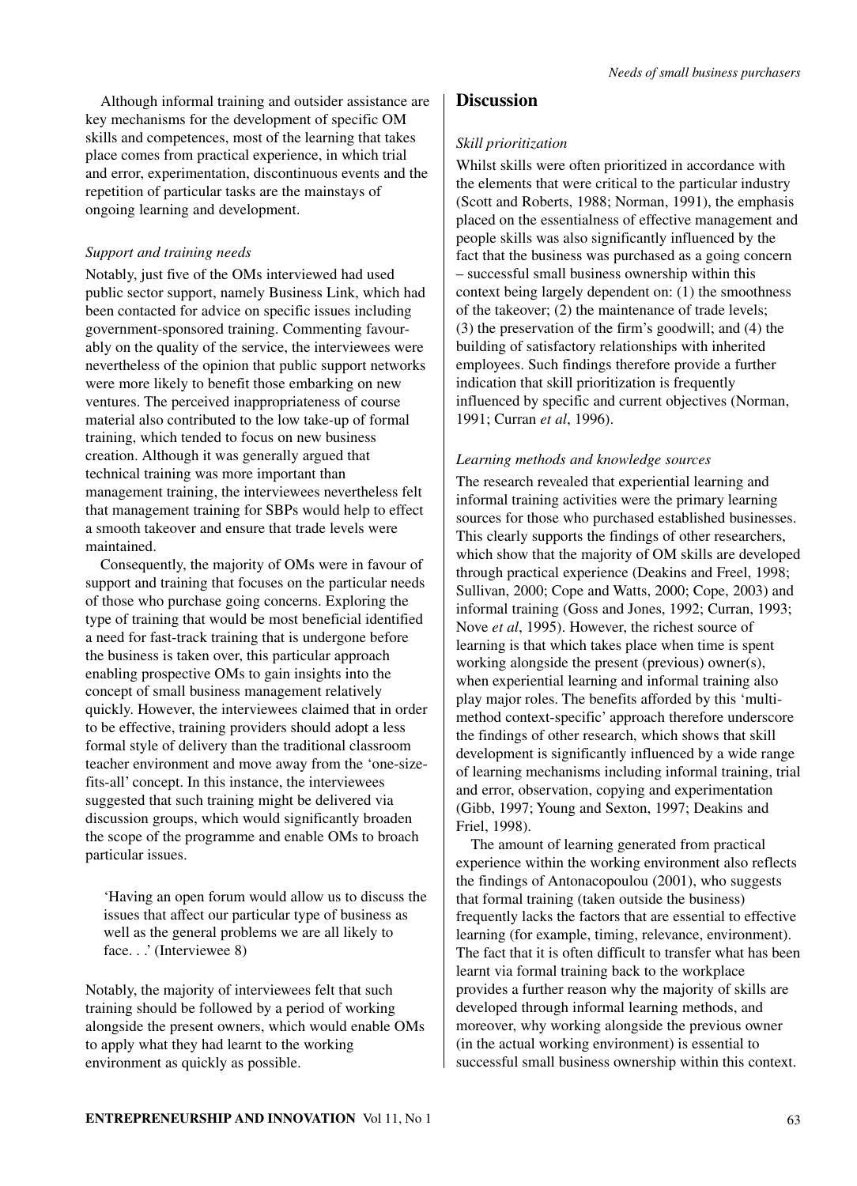Although informal training and outsider assistance are key mechanisms for the development of specific OM skills and competences, most of the learning that takes place comes from practical experience, in which trial and error, experimentation, discontinuous events and the repetition of particular tasks are the mainstays of ongoing learning and development.

### *Support and training needs*

Notably, just five of the OMs interviewed had used public sector support, namely Business Link, which had been contacted for advice on specific issues including government-sponsored training. Commenting favourably on the quality of the service, the interviewees were nevertheless of the opinion that public support networks were more likely to benefit those embarking on new ventures. The perceived inappropriateness of course material also contributed to the low take-up of formal training, which tended to focus on new business creation. Although it was generally argued that technical training was more important than management training, the interviewees nevertheless felt that management training for SBPs would help to effect a smooth takeover and ensure that trade levels were maintained.

Consequently, the majority of OMs were in favour of support and training that focuses on the particular needs of those who purchase going concerns. Exploring the type of training that would be most beneficial identified a need for fast-track training that is undergone before the business is taken over, this particular approach enabling prospective OMs to gain insights into the concept of small business management relatively quickly. However, the interviewees claimed that in order to be effective, training providers should adopt a less formal style of delivery than the traditional classroom teacher environment and move away from the 'one-size-fits-all' concept. In this instance, the interviewees suggested that such training might be delivered via discussion groups, which would significantly broaden the scope of the programme and enable OMs to broach particular issues.

> 'Having an open forum would allow us to discuss the issues that affect our particular type of business as well as the general problems we are all likely to face. . .' (Interviewee 8)

Notably, the majority of interviewees felt that such training should be followed by a period of working alongside the present owners, which would enable OMs to apply what they had learnt to the working environment as quickly as possible.

## Discussion

### *Skill prioritization*

Whilst skills were often prioritized in accordance with the elements that were critical to the particular industry (Scott and Roberts, 1988; Norman, 1991), the emphasis placed on the essentialness of effective management and people skills was also significantly influenced by the fact that the business was purchased as a going concern – successful small business ownership within this context being largely dependent on: (1) the smoothness of the takeover; (2) the maintenance of trade levels; (3) the preservation of the firm's goodwill; and (4) the building of satisfactory relationships with inherited employees. Such findings therefore provide a further indication that skill prioritization is frequently influenced by specific and current objectives (Norman, 1991; Curran *et al*, 1996).

### *Learning methods and knowledge sources*

The research revealed that experiential learning and informal training activities were the primary learning sources for those who purchased established businesses. This clearly supports the findings of other researchers, which show that the majority of OM skills are developed through practical experience (Deakins and Freel, 1998; Sullivan, 2000; Cope and Watts, 2000; Cope, 2003) and informal training (Goss and Jones, 1992; Curran, 1993; Nove *et al*, 1995). However, the richest source of learning is that which takes place when time is spent working alongside the present (previous) owner(s), when experiential learning and informal training also play major roles. The benefits afforded by this 'multi-method context-specific' approach therefore underscore the findings of other research, which shows that skill development is significantly influenced by a wide range of learning mechanisms including informal training, trial and error, observation, copying and experimentation (Gibb, 1997; Young and Sexton, 1997; Deakins and Friel, 1998).

The amount of learning generated from practical experience within the working environment also reflects the findings of Antonacopoulou (2001), who suggests that formal training (taken outside the business) frequently lacks the factors that are essential to effective learning (for example, timing, relevance, environment). The fact that it is often difficult to transfer what has been learnt via formal training back to the workplace provides a further reason why the majority of skills are developed through informal learning methods, and moreover, why working alongside the previous owner (in the actual working environment) is essential to successful small business ownership within this context.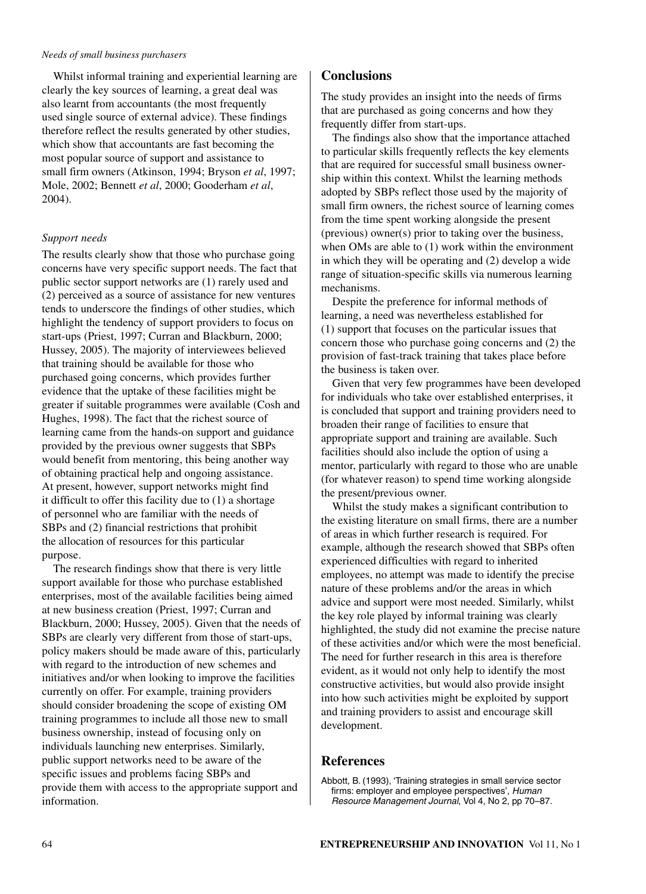Whilst informal training and experiential learning are clearly the key sources of learning, a great deal was also learnt from accountants (the most frequently used single source of external advice). These findings therefore reflect the results generated by other studies, which show that accountants are fast becoming the most popular source of support and assistance to small firm owners (Atkinson, 1994; Bryson *et al*, 1997; Mole, 2002; Bennett *et al*, 2000; Gooderham *et al*, 2004).

### *Support needs*

The results clearly show that those who purchase going concerns have very specific support needs. The fact that public sector support networks are (1) rarely used and (2) perceived as a source of assistance for new ventures tends to underscore the findings of other studies, which highlight the tendency of support providers to focus on start-ups (Priest, 1997; Curran and Blackburn, 2000; Hussey, 2005). The majority of interviewees believed that training should be available for those who purchased going concerns, which provides further evidence that the uptake of these facilities might be greater if suitable programmes were available (Cosh and Hughes, 1998). The fact that the richest source of learning came from the hands-on support and guidance provided by the previous owner suggests that SBPs would benefit from mentoring, this being another way of obtaining practical help and ongoing assistance. At present, however, support networks might find it difficult to offer this facility due to (1) a shortage of personnel who are familiar with the needs of SBPs and (2) financial restrictions that prohibit the allocation of resources for this particular purpose.

The research findings show that there is very little support available for those who purchase established enterprises, most of the available facilities being aimed at new business creation (Priest, 1997; Curran and Blackburn, 2000; Hussey, 2005). Given that the needs of SBPs are clearly very different from those of start-ups, policy makers should be made aware of this, particularly with regard to the introduction of new schemes and initiatives and/or when looking to improve the facilities currently on offer. For example, training providers should consider broadening the scope of existing OM training programmes to include all those new to small business ownership, instead of focusing only on individuals launching new enterprises. Similarly, public support networks need to be aware of the specific issues and problems facing SBPs and provide them with access to the appropriate support and information.

## Conclusions

The study provides an insight into the needs of firms that are purchased as going concerns and how they frequently differ from start-ups.

The findings also show that the importance attached to particular skills frequently reflects the key elements that are required for successful small business ownership within this context. Whilst the learning methods adopted by SBPs reflect those used by the majority of small firm owners, the richest source of learning comes from the time spent working alongside the present (previous) owner(s) prior to taking over the business, when OMs are able to (1) work within the environment in which they will be operating and (2) develop a wide range of situation-specific skills via numerous learning mechanisms.

Despite the preference for informal methods of learning, a need was nevertheless established for (1) support that focuses on the particular issues that concern those who purchase going concerns and (2) the provision of fast-track training that takes place before the business is taken over.

Given that very few programmes have been developed for individuals who take over established enterprises, it is concluded that support and training providers need to broaden their range of facilities to ensure that appropriate support and training are available. Such facilities should also include the option of using a mentor, particularly with regard to those who are unable (for whatever reason) to spend time working alongside the present/previous owner.

Whilst the study makes a significant contribution to the existing literature on small firms, there are a number of areas in which further research is required. For example, although the research showed that SBPs often experienced difficulties with regard to inherited employees, no attempt was made to identify the precise nature of these problems and/or the areas in which advice and support were most needed. Similarly, whilst the key role played by informal training was clearly highlighted, the study did not examine the precise nature of these activities and/or which were the most beneficial. The need for further research in this area is therefore evident, as it would not only help to identify the most constructive activities, but would also provide insight into how such activities might be exploited by support and training providers to assist and encourage skill development.

## References

Abbott, B. (1993), 'Training strategies in small service sector firms: employer and employee perspectives', *Human Resource Management Journal*, Vol 4, No 2, pp 70–87.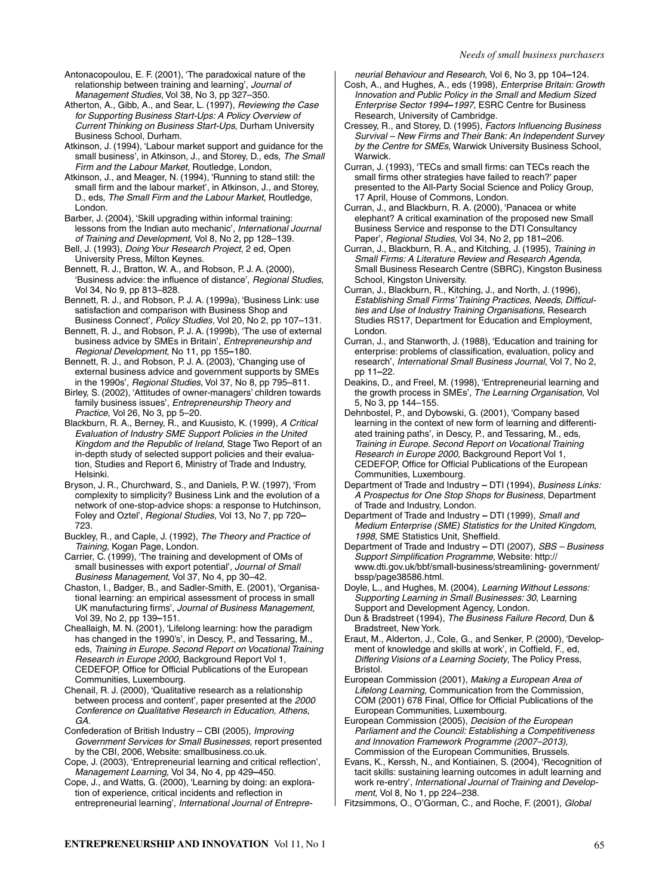Antonacopoulou, E. F. (2001), 'The paradoxical nature of the relationship between training and learning', *Journal of Management Studies*, Vol 38, No 3, pp 327–350.

Atherton, A., Gibb, A., and Sear, L. (1997), *Reviewing the Case for Supporting Business Start-Ups: A Policy Overview of Current Thinking on Business Start-Ups*, Durham University Business School, Durham.

Atkinson, J. (1994), 'Labour market support and guidance for the small business', in Atkinson, J., and Storey, D., eds, *The Small Firm and the Labour Market*, Routledge, London,

Atkinson, J., and Meager, N. (1994), 'Running to stand still: the small firm and the labour market', in Atkinson, J., and Storey, D., eds, *The Small Firm and the Labour Market*, Routledge, London.

Barber, J. (2004), 'Skill upgrading within informal training: lessons from the Indian auto mechanic', *International Journal of Training and Development*, Vol 8, No 2, pp 128–139.

Bell, J. (1993), *Doing Your Research Project*, 2 ed, Open University Press, Milton Keynes.

Bennett, R. J., Bratton, W. A., and Robson, P. J. A. (2000), 'Business advice: the influence of distance', *Regional Studies*, Vol 34, No 9, pp 813–828.

Bennett, R. J., and Robson, P. J. A. (1999a), 'Business Link: use satisfaction and comparison with Business Shop and Business Connect', *Policy Studies*, Vol 20, No 2, pp 107–131.

Bennett, R. J., and Robson, P. J. A. (1999b), 'The use of external business advice by SMEs in Britain', *Entrepreneurship and Regional Development*, No 11, pp 155–180.

Bennett, R. J., and Robson, P. J. A. (2003), 'Changing use of external business advice and government supports by SMEs in the 1990s', *Regional Studies*, Vol 37, No 8, pp 795–811.

Birley, S. (2002), 'Attitudes of owner-managers' children towards family business issues', *Entrepreneurship Theory and Practice*, Vol 26, No 3, pp 5–20.

Blackburn, R. A., Berney, R., and Kuusisto, K. (1999), *A Critical Evaluation of Industry SME Support Policies in the United Kingdom and the Republic of Ireland*, Stage Two Report of an in-depth study of selected support policies and their evaluation, Studies and Report 6, Ministry of Trade and Industry, Helsinki.

Bryson, J. R., Churchward, S., and Daniels, P. W. (1997), 'From complexity to simplicity? Business Link and the evolution of a network of one-stop-advice shops: a response to Hutchinson, Foley and Oztel', *Regional Studies*, Vol 13, No 7, pp 720–723.

Buckley, R., and Caple, J. (1992), *The Theory and Practice of Training*, Kogan Page, London.

Carrier, C. (1999), 'The training and development of OMs of small businesses with export potential', *Journal of Small Business Management*, Vol 37, No 4, pp 30–42.

Chaston, I., Badger, B., and Sadler-Smith, E. (2001), 'Organisational learning: an empirical assessment of process in small UK manufacturing firms', *Journal of Business Management*, Vol 39, No 2, pp 139–151.

Cheallaigh, M. N. (2001), 'Lifelong learning: how the paradigm has changed in the 1990's', in Descy, P., and Tessaring, M., eds, *Training in Europe. Second Report on Vocational Training Research in Europe 2000*, Background Report Vol 1, CEDEFOP, Office for Official Publications of the European Communities, Luxembourg.

Chenail, R. J. (2000), 'Qualitative research as a relationship between process and content', paper presented at the *2000 Conference on Qualitative Research in Education, Athens, GA*.

Confederation of British Industry – CBI (2005), *Improving Government Services for Small Businesses*, report presented by the CBI, 2006, Website: smallbusiness.co.uk.

Cope, J. (2003), 'Entrepreneurial learning and critical reflection', *Management Learning*, Vol 34, No 4, pp 429–450.

Cope, J., and Watts, G. (2000), 'Learning by doing: an exploration of experience, critical incidents and reflection in entrepreneurial learning', *International Journal of Entrepreneurial Behaviour and Research*, Vol 6, No 3, pp 104–124.

Cosh, A., and Hughes, A., eds (1998), *Enterprise Britain: Growth Innovation and Public Policy in the Small and Medium Sized Enterprise Sector 1994–1997*, ESRC Centre for Business Research, University of Cambridge.

Cressey, R., and Storey, D. (1995), *Factors Influencing Business Survival – New Firms and Their Bank: An Independent Survey by the Centre for SMEs*, Warwick University Business School, Warwick.

Curran, J. (1993), 'TECs and small firms: can TECs reach the small firms other strategies have failed to reach?' paper presented to the All-Party Social Science and Policy Group, 17 April, House of Commons, London.

Curran, J., and Blackburn, R. A. (2000), 'Panacea or white elephant? A critical examination of the proposed new Small Business Service and response to the DTI Consultancy Paper', *Regional Studies*, Vol 34, No 2, pp 181–206.

Curran, J., Blackburn, R. A., and Kitching, J. (1995), *Training in Small Firms: A Literature Review and Research Agenda*, Small Business Research Centre (SBRC), Kingston Business School, Kingston University.

Curran, J., Blackburn, R., Kitching, J., and North, J. (1996), *Establishing Small Firms' Training Practices, Needs, Difficulties and Use of Industry Training Organisations*, Research Studies RS17, Department for Education and Employment, London.

Curran, J., and Stanworth, J. (1988), 'Education and training for enterprise: problems of classification, evaluation, policy and research', *International Small Business Journal*, Vol 7, No 2, pp 11–22.

Deakins, D., and Freel, M. (1998), 'Entrepreneurial learning and the growth process in SMEs', *The Learning Organisation*, Vol 5, No 3, pp 144–155.

Dehnbostel, P., and Dybowski, G. (2001), 'Company based learning in the context of new form of learning and differentiated training paths', in Descy, P., and Tessaring, M., eds, *Training in Europe. Second Report on Vocational Training Research in Europe 2000*, Background Report Vol 1, CEDEFOP, Office for Official Publications of the European Communities, Luxembourg.

Department of Trade and Industry – DTI (1994), *Business Links: A Prospectus for One Stop Shops for Business*, Department of Trade and Industry, London.

Department of Trade and Industry – DTI (1999), *Small and Medium Enterprise (SME) Statistics for the United Kingdom, 1998*, SME Statistics Unit, Sheffield.

Department of Trade and Industry – DTI (2007), *SBS – Business Support Simplification Programme*, Website: http://www.dti.gov.uk/bbf/small-business/streamlining- government/bssp/page38586.html.

Doyle, L., and Hughes, M. (2004), *Learning Without Lessons: Supporting Learning in Small Businesses: 30*, Learning Support and Development Agency, London.

Dun & Bradstreet (1994), *The Business Failure Record*, Dun & Bradstreet, New York.

Eraut, M., Alderton, J., Cole, G., and Senker, P. (2000), 'Development of knowledge and skills at work', in Coffield, F., ed, *Differing Visions of a Learning Society*, The Policy Press, Bristol.

European Commission (2001), *Making a European Area of Lifelong Learning*, Communication from the Commission, COM (2001) 678 Final, Office for Official Publications of the European Communities, Luxembourg.

European Commission (2005), *Decision of the European Parliament and the Council: Establishing a Competitiveness and Innovation Framework Programme (2007–2013)*, Commission of the European Communities, Brussels.

Evans, K., Kerssh, N., and Kontiainen, S. (2004), 'Recognition of tacit skills: sustaining learning outcomes in adult learning and work re-entry', *International Journal of Training and Development*, Vol 8, No 1, pp 224–238.

Fitzsimmons, O., O'Gorman, C., and Roche, F. (2001), *Global*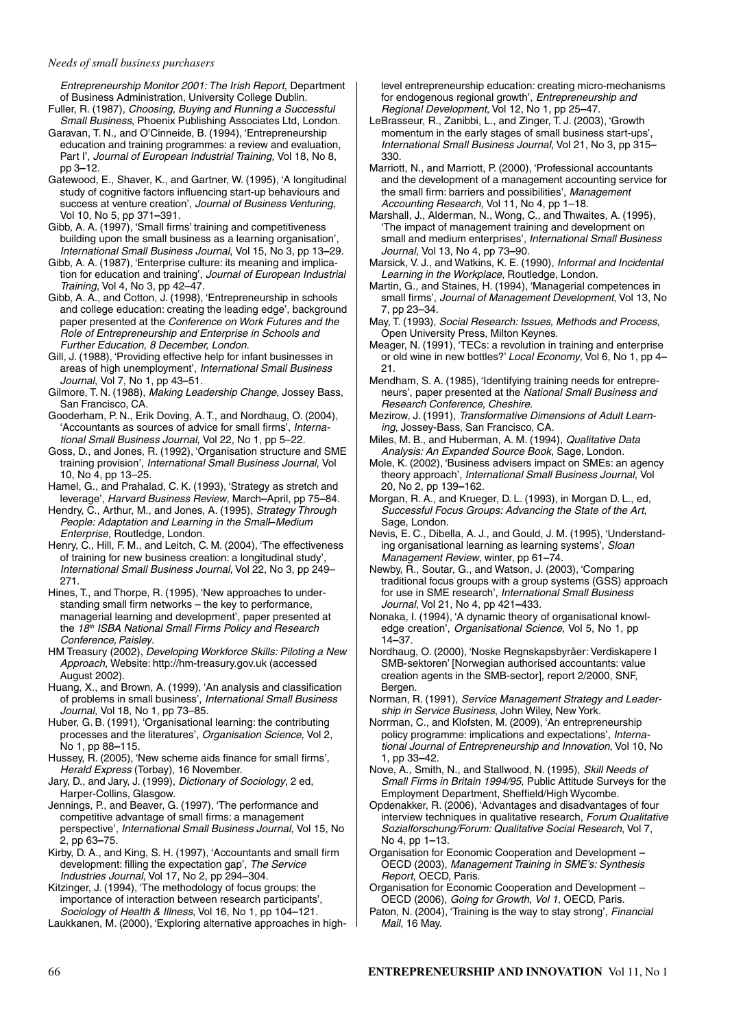*Entrepreneurship Monitor 2001: The Irish Report*, Department of Business Administration, University College Dublin.

Fuller, R. (1987), *Choosing, Buying and Running a Successful Small Business*, Phoenix Publishing Associates Ltd, London.

Garavan, T. N., and O'Cinneide, B. (1994), 'Entrepreneurship education and training programmes: a review and evaluation, Part I', *Journal of European Industrial Training,* Vol 18, No 8, pp 3–12.

Gatewood, E., Shaver, K., and Gartner, W. (1995), 'A longitudinal study of cognitive factors influencing start-up behaviours and success at venture creation', *Journal of Business Venturing*, Vol 10, No 5, pp 371–391.

Gibb, A. A. (1997), 'Small firms' training and competitiveness building upon the small business as a learning organisation', *International Small Business Journal*, Vol 15, No 3, pp 13–29.

Gibb, A. A. (1987), 'Enterprise culture: its meaning and implication for education and training', *Journal of European Industrial Training*, Vol 4, No 3, pp 42–47.

Gibb, A. A., and Cotton, J. (1998), 'Entrepreneurship in schools and college education: creating the leading edge', background paper presented at the *Conference on Work Futures and the Role of Entrepreneurship and Enterprise in Schools and Further Education, 8 December, London.*

Gill, J. (1988), 'Providing effective help for infant businesses in areas of high unemployment', *International Small Business Journal*, Vol 7, No 1, pp 43–51.

Gilmore, T. N. (1988), *Making Leadership Change*, Jossey Bass, San Francisco, CA.

Gooderham, P. N., Erik Doving, A. T., and Nordhaug, O. (2004), 'Accountants as sources of advice for small firms', *International Small Business Journal*, Vol 22, No 1, pp 5–22.

Goss, D., and Jones, R. (1992), 'Organisation structure and SME training provision', *International Small Business Journal*, Vol 10, No 4, pp 13–25.

Hamel, G., and Prahalad, C. K. (1993), 'Strategy as stretch and leverage', *Harvard Business Review*, March–April, pp 75–84.

Hendry, C., Arthur, M., and Jones, A. (1995), *Strategy Through People: Adaptation and Learning in the Small–Medium Enterprise*, Routledge, London.

Henry, C., Hill, F. M., and Leitch, C. M. (2004), 'The effectiveness of training for new business creation: a longitudinal study', *International Small Business Journal*, Vol 22, No 3, pp 249–271.

Hines, T., and Thorpe, R. (1995), 'New approaches to understanding small firm networks – the key to performance, managerial learning and development', paper presented at the *18th ISBA National Small Firms Policy and Research Conference, Paisley*.

HM Treasury (2002), *Developing Workforce Skills: Piloting a New Approach*, Website: http://hm-treasury.gov.uk (accessed August 2002).

Huang, X., and Brown, A. (1999), 'An analysis and classification of problems in small business', *International Small Business Journal*, Vol 18, No 1, pp 73–85.

Huber, G. B. (1991), 'Organisational learning: the contributing processes and the literatures', *Organisation Science*, Vol 2, No 1, pp 88–115.

Hussey, R. (2005), 'New scheme aids finance for small firms', *Herald Express* (Torbay), 16 November.

Jary, D., and Jary, J. (1999), *Dictionary of Sociology*, 2 ed, Harper-Collins, Glasgow.

Jennings, P., and Beaver, G. (1997), 'The performance and competitive advantage of small firms: a management perspective', *International Small Business Journal*, Vol 15, No 2, pp 63–75.

Kirby, D. A., and King, S. H. (1997), 'Accountants and small firm development: filling the expectation gap', *The Service Industries Journal*, Vol 17, No 2, pp 294–304.

Kitzinger, J. (1994), 'The methodology of focus groups: the importance of interaction between research participants', *Sociology of Health & Illness*, Vol 16, No 1, pp 104–121.

Laukkanen, M. (2000), 'Exploring alternative approaches in high-level entrepreneurship education: creating micro-mechanisms for endogenous regional growth', *Entrepreneurship and Regional Development*, Vol 12, No 1, pp 25–47.

LeBrasseur, R., Zanibbi, L., and Zinger, T. J. (2003), 'Growth momentum in the early stages of small business start-ups', *International Small Business Journal*, Vol 21, No 3, pp 315–330.

Marriott, N., and Marriott, P. (2000), 'Professional accountants and the development of a management accounting service for the small firm: barriers and possibilities', *Management Accounting Research*, Vol 11, No 4, pp 1–18.

Marshall, J., Alderman, N., Wong, C., and Thwaites, A. (1995), 'The impact of management training and development on small and medium enterprises', *International Small Business Journal*, Vol 13, No 4, pp 73–90.

Marsick, V. J., and Watkins, K. E. (1990), *Informal and Incidental Learning in the Workplace*, Routledge, London.

Martin, G., and Staines, H. (1994), 'Managerial competences in small firms', *Journal of Management Development*, Vol 13, No 7, pp 23–34.

May, T. (1993), *Social Research: Issues, Methods and Process*, Open University Press, Milton Keynes.

Meager, N. (1991), 'TECs: a revolution in training and enterprise or old wine in new bottles?' *Local Economy*, Vol 6, No 1, pp 4–21.

Mendham, S. A. (1985), 'Identifying training needs for entrepreneurs', paper presented at the *National Small Business and Research Conference, Cheshire*.

Mezirow, J. (1991), *Transformative Dimensions of Adult Learning*, Jossey-Bass, San Francisco, CA.

Miles, M. B., and Huberman, A. M. (1994), *Qualitative Data Analysis: An Expanded Source Book*, Sage, London.

Mole, K. (2002), 'Business advisers impact on SMEs: an agency theory approach', *International Small Business Journal*, Vol 20, No 2, pp 139–162.

Morgan, R. A., and Krueger, D. L. (1993), in Morgan D. L., ed, *Successful Focus Groups: Advancing the State of the Art*, Sage, London.

Nevis, E. C., Dibella, A. J., and Gould, J. M. (1995), 'Understanding organisational learning as learning systems', *Sloan Management Review*, winter, pp 61–74.

Newby, R., Soutar, G., and Watson, J. (2003), 'Comparing traditional focus groups with a group systems (GSS) approach for use in SME research', *International Small Business Journal*, Vol 21, No 4, pp 421–433.

Nonaka, I. (1994), 'A dynamic theory of organisational knowledge creation', *Organisational Science*, Vol 5, No 1, pp 14–37.

Nordhaug, O. (2000), 'Noske Regnskapsbyråer: Verdiskapere I SMB-sektoren' [Norwegian authorised accountants: value creation agents in the SMB-sector], report 2/2000, SNF, Bergen.

Norman, R. (1991), *Service Management Strategy and Leadership in Service Business*, John Wiley, New York.

Norrman, C., and Klofsten, M. (2009), 'An entrepreneurship policy programme: implications and expectations', *International Journal of Entrepreneurship and Innovation*, Vol 10, No 1, pp 33–42.

Nove, A., Smith, N., and Stallwood, N. (1995), *Skill Needs of Small Firms in Britain 1994/95*, Public Attitude Surveys for the Employment Department, Sheffield/High Wycombe.

Opdenakker, R. (2006), 'Advantages and disadvantages of four interview techniques in qualitative research, *Forum Qualitative Sozialforschung/Forum: Qualitative Social Research*, Vol 7, No 4, pp 1–13.

Organisation for Economic Cooperation and Development – OECD (2003), *Management Training in SME's: Synthesis Report*, OECD, Paris.

Organisation for Economic Cooperation and Development – OECD (2006), *Going for Growth, Vol 1*, OECD, Paris.

Paton, N. (2004), 'Training is the way to stay strong', *Financial Mail*, 16 May.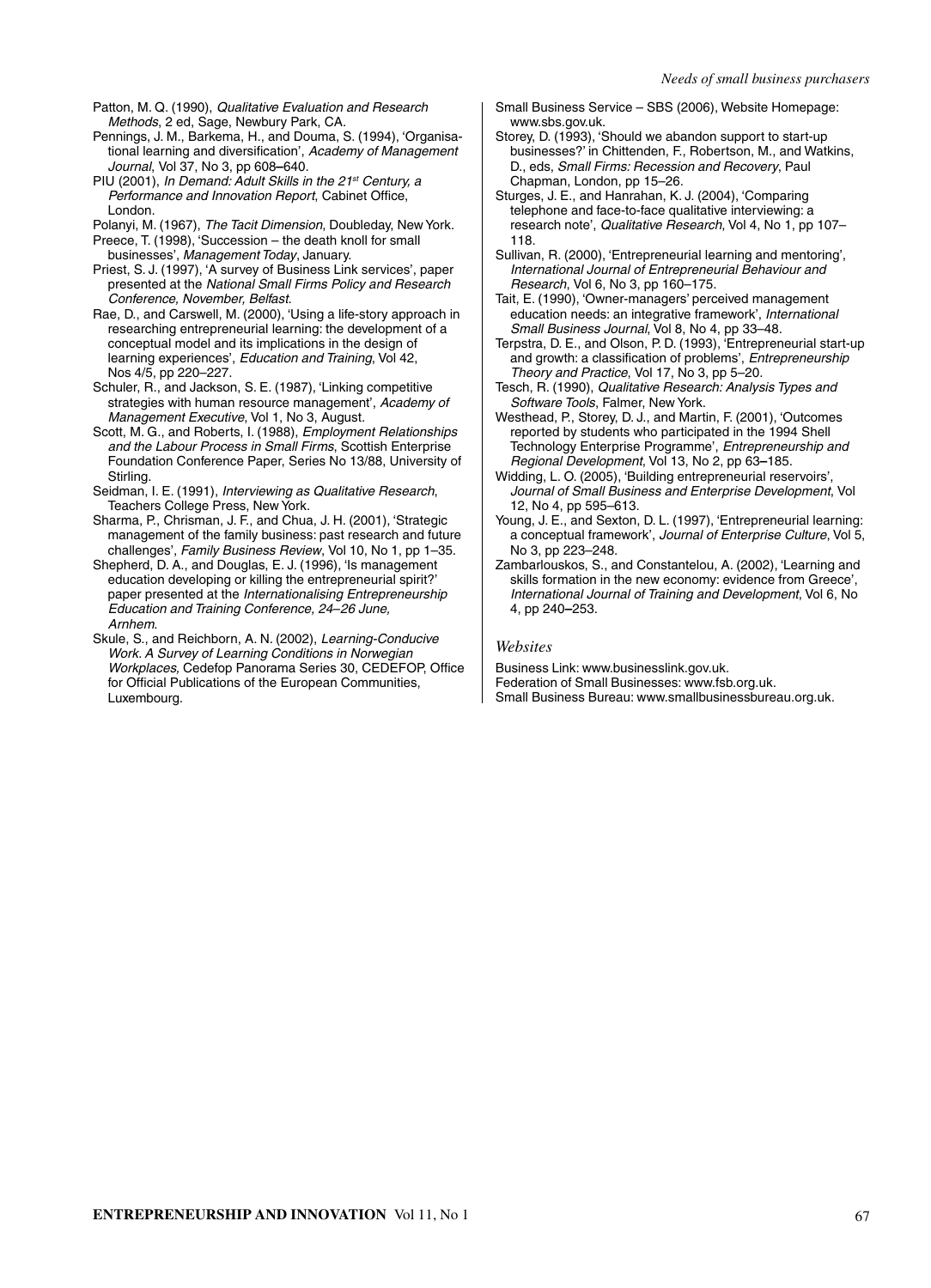Patton, M. Q. (1990), *Qualitative Evaluation and Research Methods*, 2 ed, Sage, Newbury Park, CA.

Pennings, J. M., Barkema, H., and Douma, S. (1994), 'Organisational learning and diversification', *Academy of Management Journal*, Vol 37, No 3, pp 608–640.

PIU (2001), *In Demand: Adult Skills in the 21st Century, a Performance and Innovation Report*, Cabinet Office, London.

Polanyi, M. (1967), *The Tacit Dimension*, Doubleday, New York.

Preece, T. (1998), 'Succession – the death knoll for small businesses', *Management Today*, January.

Priest, S. J. (1997), 'A survey of Business Link services', paper presented at the *National Small Firms Policy and Research Conference, November, Belfast*.

Rae, D., and Carswell, M. (2000), 'Using a life-story approach in researching entrepreneurial learning: the development of a conceptual model and its implications in the design of learning experiences', *Education and Training*, Vol 42, Nos 4/5, pp 220–227.

Schuler, R., and Jackson, S. E. (1987), 'Linking competitive strategies with human resource management', *Academy of Management Executive*, Vol 1, No 3, August.

Scott, M. G., and Roberts, I. (1988), *Employment Relationships and the Labour Process in Small Firms*, Scottish Enterprise Foundation Conference Paper, Series No 13/88, University of Stirling.

Seidman, I. E. (1991), *Interviewing as Qualitative Research*, Teachers College Press, New York.

Sharma, P., Chrisman, J. F., and Chua, J. H. (2001), 'Strategic management of the family business: past research and future challenges', *Family Business Review*, Vol 10, No 1, pp 1–35.

Shepherd, D. A., and Douglas, E. J. (1996), 'Is management education developing or killing the entrepreneurial spirit?' paper presented at the *Internationalising Entrepreneurship Education and Training Conference, 24–26 June, Arnhem*.

Skule, S., and Reichborn, A. N. (2002), *Learning-Conducive Work. A Survey of Learning Conditions in Norwegian Workplaces,* Cedefop Panorama Series 30, CEDEFOP, Office for Official Publications of the European Communities, Luxembourg.

Small Business Service – SBS (2006), Website Homepage: www.sbs.gov.uk.

Storey, D. (1993), 'Should we abandon support to start-up businesses?' in Chittenden, F., Robertson, M., and Watkins, D., eds, *Small Firms: Recession and Recovery*, Paul Chapman, London, pp 15–26.

Sturges, J. E., and Hanrahan, K. J. (2004), 'Comparing telephone and face-to-face qualitative interviewing: a research note', *Qualitative Research*, Vol 4, No 1, pp 107–118.

Sullivan, R. (2000), 'Entrepreneurial learning and mentoring', *International Journal of Entrepreneurial Behaviour and Research*, Vol 6, No 3, pp 160–175.

Tait, E. (1990), 'Owner-managers' perceived management education needs: an integrative framework', *International Small Business Journal*, Vol 8, No 4, pp 33–48.

Terpstra, D. E., and Olson, P. D. (1993), 'Entrepreneurial start-up and growth: a classification of problems', *Entrepreneurship Theory and Practice*, Vol 17, No 3, pp 5–20.

Tesch, R. (1990), *Qualitative Research: Analysis Types and Software Tools*, Falmer, New York.

Westhead, P., Storey, D. J., and Martin, F. (2001), 'Outcomes reported by students who participated in the 1994 Shell Technology Enterprise Programme', *Entrepreneurship and Regional Development*, Vol 13, No 2, pp 63–185.

Widding, L. O. (2005), 'Building entrepreneurial reservoirs', *Journal of Small Business and Enterprise Development*, Vol 12, No 4, pp 595–613.

Young, J. E., and Sexton, D. L. (1997), 'Entrepreneurial learning: a conceptual framework', *Journal of Enterprise Culture*, Vol 5, No 3, pp 223–248.

Zambarlouskos, S., and Constantelou, A. (2002), 'Learning and skills formation in the new economy: evidence from Greece', *International Journal of Training and Development*, Vol 6, No 4, pp 240–253.

## *Websites*

Business Link: www.businesslink.gov.uk.
Federation of Small Businesses: www.fsb.org.uk.
Small Business Bureau: www.smallbusinessbureau.org.uk.